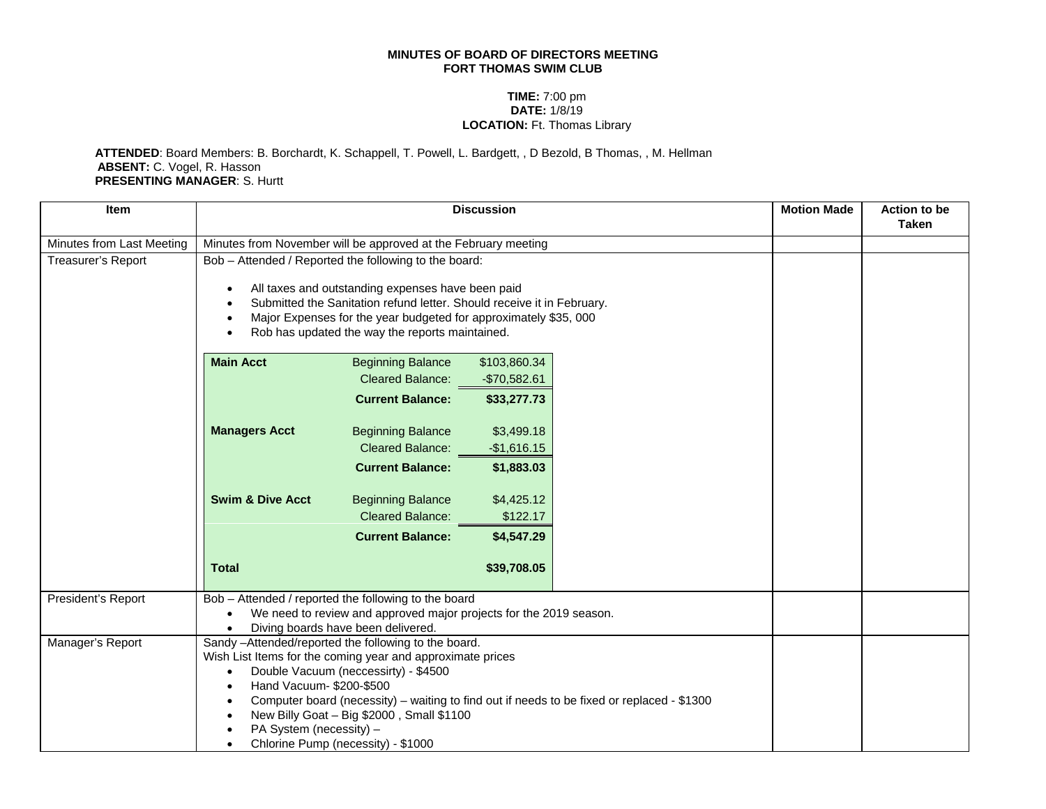**MINUTES OF BOARD OF DIRECTORS MEETING**
**FORT THOMAS SWIM CLUB**

**TIME:** 7:00 pm
**DATE:** 1/8/19
**LOCATION:** Ft. Thomas Library

**ATTENDED**: Board Members: B. Borchardt, K. Schappell, T. Powell, L. Bardgett, , D Bezold, B Thomas, , M. Hellman
**ABSENT:** C. Vogel, R. Hasson
**PRESENTING MANAGER**: S. Hurtt

| Item | Discussion | Motion Made | Action to be Taken |
|---|---|---|---|
| Minutes from Last Meeting | Minutes from November will be approved at the February meeting | | |
| Treasurer's Report | Bob – Attended / Reported the following to the board:<br><br>• All taxes and outstanding expenses have been paid<br>• Submitted the Sanitation refund letter. Should receive it in February.<br>• Major Expenses for the year budgeted for approximately $35, 000<br>• Rob has updated the way the reports maintained.<br><br>**Main Acct** — Beginning Balance: $103,860.34; Cleared Balance: -$70,582.61; **Current Balance: $33,277.73**<br>**Managers Acct** — Beginning Balance: $3,499.18; Cleared Balance: -$1,616.15; **Current Balance: $1,883.03**<br>**Swim & Dive Acct** — Beginning Balance: $4,425.12; Cleared Balance: $122.17; **Current Balance: $4,547.29**<br>**Total: $39,708.05** | | |
| President's Report | Bob – Attended / reported the following to the board<br>• We need to review and approved major projects for the 2019 season.<br>• Diving boards have been delivered. | | |
| Manager's Report | Sandy –Attended/reported the following to the board.<br>Wish List Items for the coming year and approximate prices<br>• Double Vacuum (neccessirty) - $4500<br>• Hand Vacuum- $200-$500<br>• Computer board (necessity) – waiting to find out if needs to be fixed or replaced - $1300<br>• New Billy Goat – Big $2000 , Small $1100<br>• PA System (necessity) –<br>• Chlorine Pump (necessity) - $1000 | | |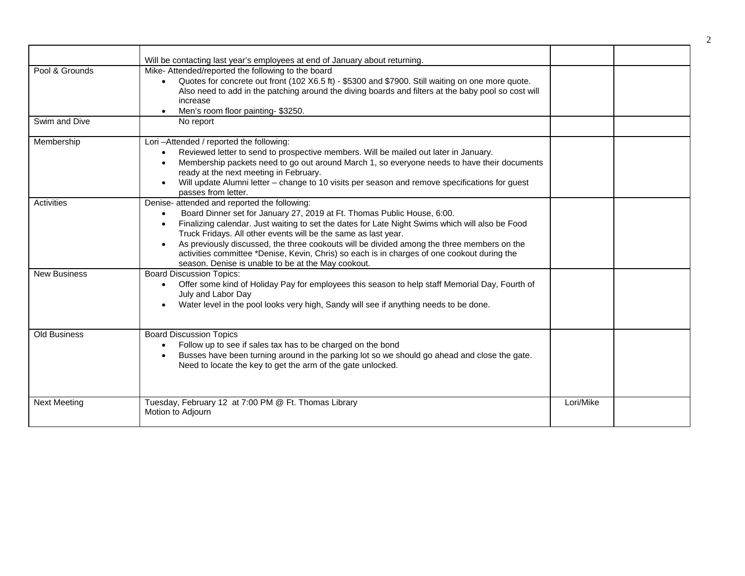| | | | |
|---|---|---|---|
| | Will be contacting last year's employees at end of January about returning. | | |
| Pool & Grounds | Mike- Attended/reported the following to the board<br>• Quotes for concrete out front (102 X6.5 ft) - $5300 and $7900. Still waiting on one more quote. Also need to add in the patching around the diving boards and filters at the baby pool so cost will increase<br>• Men's room floor painting- $3250. | | |
| Swim and Dive | No report | | |
| Membership | Lori –Attended / reported the following:<br>• Reviewed letter to send to prospective members. Will be mailed out later in January.<br>• Membership packets need to go out around March 1, so everyone needs to have their documents ready at the next meeting in February.<br>• Will update Alumni letter – change to 10 visits per season and remove specifications for guest passes from letter. | | |
| Activities | Denise- attended and reported the following:<br>• Board Dinner set for January 27, 2019 at Ft. Thomas Public House, 6:00.<br>• Finalizing calendar. Just waiting to set the dates for Late Night Swims which will also be Food Truck Fridays. All other events will be the same as last year.<br>• As previously discussed, the three cookouts will be divided among the three members on the activities committee *Denise, Kevin, Chris) so each is in charges of one cookout during the season. Denise is unable to be at the May cookout. | | |
| New Business | Board Discussion Topics:<br>• Offer some kind of Holiday Pay for employees this season to help staff Memorial Day, Fourth of July and Labor Day<br>• Water level in the pool looks very high, Sandy will see if anything needs to be done. | | |
| Old Business | Board Discussion Topics<br>• Follow up to see if sales tax has to be charged on the bond<br>• Busses have been turning around in the parking lot so we should go ahead and close the gate. Need to locate the key to get the arm of the gate unlocked. | | |
| Next Meeting | Tuesday, February 12 at 7:00 PM @ Ft. Thomas Library<br>Motion to Adjourn | Lori/Mike | |